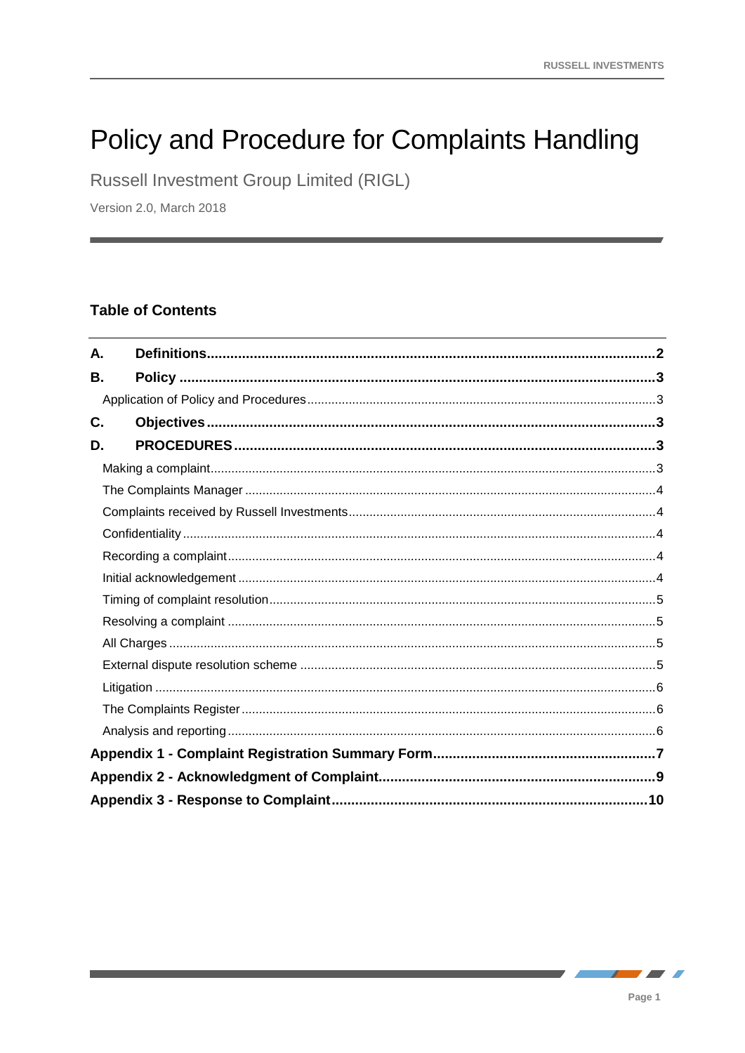# Policy and Procedure for Complaints Handling

Russell Investment Group Limited (RIGL)

Version 2.0, March 2018

## Table of Contents

| | | |
|---|---|---|
| **A.** | **Definitions** | **2** |
| **B.** | **Policy** | **3** |
| | Application of Policy and Procedures | 3 |
| **C.** | **Objectives** | **3** |
| **D.** | **PROCEDURES** | **3** |
| | Making a complaint | 3 |
| | The Complaints Manager | 4 |
| | Complaints received by Russell Investments | 4 |
| | Confidentiality | 4 |
| | Recording a complaint | 4 |
| | Initial acknowledgement | 4 |
| | Timing of complaint resolution | 5 |
| | Resolving a complaint | 5 |
| | All Charges | 5 |
| | External dispute resolution scheme | 5 |
| | Litigation | 6 |
| | The Complaints Register | 6 |
| | Analysis and reporting | 6 |
| **Appendix 1 - Complaint Registration Summary Form** | | **7** |
| **Appendix 2 - Acknowledgment of Complaint** | | **9** |
| **Appendix 3 - Response to Complaint** | | **10** |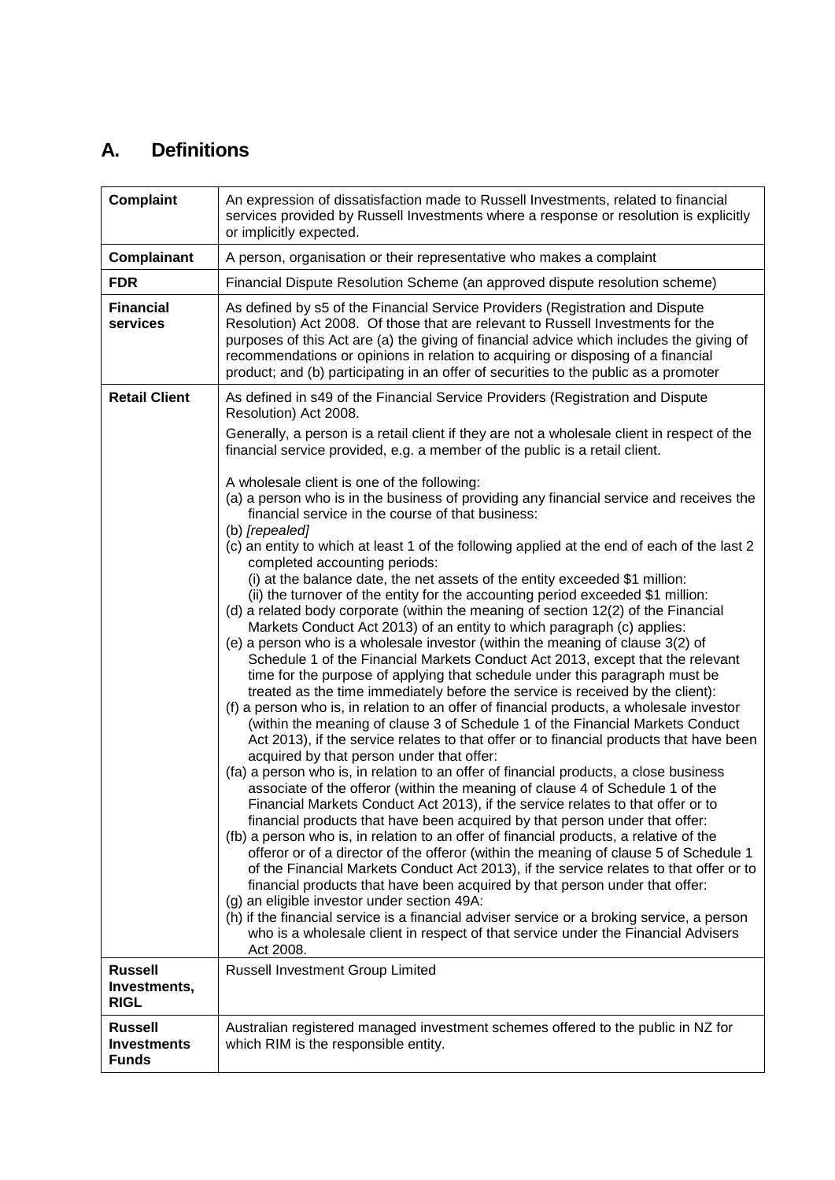## A. Definitions

| | |
|---|---|
| **Complaint** | An expression of dissatisfaction made to Russell Investments, related to financial services provided by Russell Investments where a response or resolution is explicitly or implicitly expected. |
| **Complainant** | A person, organisation or their representative who makes a complaint |
| **FDR** | Financial Dispute Resolution Scheme (an approved dispute resolution scheme) |
| **Financial services** | As defined by s5 of the Financial Service Providers (Registration and Dispute Resolution) Act 2008. Of those that are relevant to Russell Investments for the purposes of this Act are (a) the giving of financial advice which includes the giving of recommendations or opinions in relation to acquiring or disposing of a financial product; and (b) participating in an offer of securities to the public as a promoter |
| **Retail Client** | As defined in s49 of the Financial Service Providers (Registration and Dispute Resolution) Act 2008.<br><br>Generally, a person is a retail client if they are not a wholesale client in respect of the financial service provided, e.g. a member of the public is a retail client.<br><br>A wholesale client is one of the following:<br>(a) a person who is in the business of providing any financial service and receives the financial service in the course of that business:<br>(b) *[repealed]*<br>(c) an entity to which at least 1 of the following applied at the end of each of the last 2 completed accounting periods:<br>(i) at the balance date, the net assets of the entity exceeded $1 million:<br>(ii) the turnover of the entity for the accounting period exceeded $1 million:<br>(d) a related body corporate (within the meaning of section 12(2) of the Financial Markets Conduct Act 2013) of an entity to which paragraph (c) applies:<br>(e) a person who is a wholesale investor (within the meaning of clause 3(2) of Schedule 1 of the Financial Markets Conduct Act 2013, except that the relevant time for the purpose of applying that schedule under this paragraph must be treated as the time immediately before the service is received by the client):<br>(f) a person who is, in relation to an offer of financial products, a wholesale investor (within the meaning of clause 3 of Schedule 1 of the Financial Markets Conduct Act 2013), if the service relates to that offer or to financial products that have been acquired by that person under that offer:<br>(fa) a person who is, in relation to an offer of financial products, a close business associate of the offeror (within the meaning of clause 4 of Schedule 1 of the Financial Markets Conduct Act 2013), if the service relates to that offer or to financial products that have been acquired by that person under that offer:<br>(fb) a person who is, in relation to an offer of financial products, a relative of the offeror or of a director of the offeror (within the meaning of clause 5 of Schedule 1 of the Financial Markets Conduct Act 2013), if the service relates to that offer or to financial products that have been acquired by that person under that offer:<br>(g) an eligible investor under section 49A:<br>(h) if the financial service is a financial adviser service or a broking service, a person who is a wholesale client in respect of that service under the Financial Advisers Act 2008. |
| **Russell Investments, RIGL** | Russell Investment Group Limited |
| **Russell Investments Funds** | Australian registered managed investment schemes offered to the public in NZ for which RIM is the responsible entity. |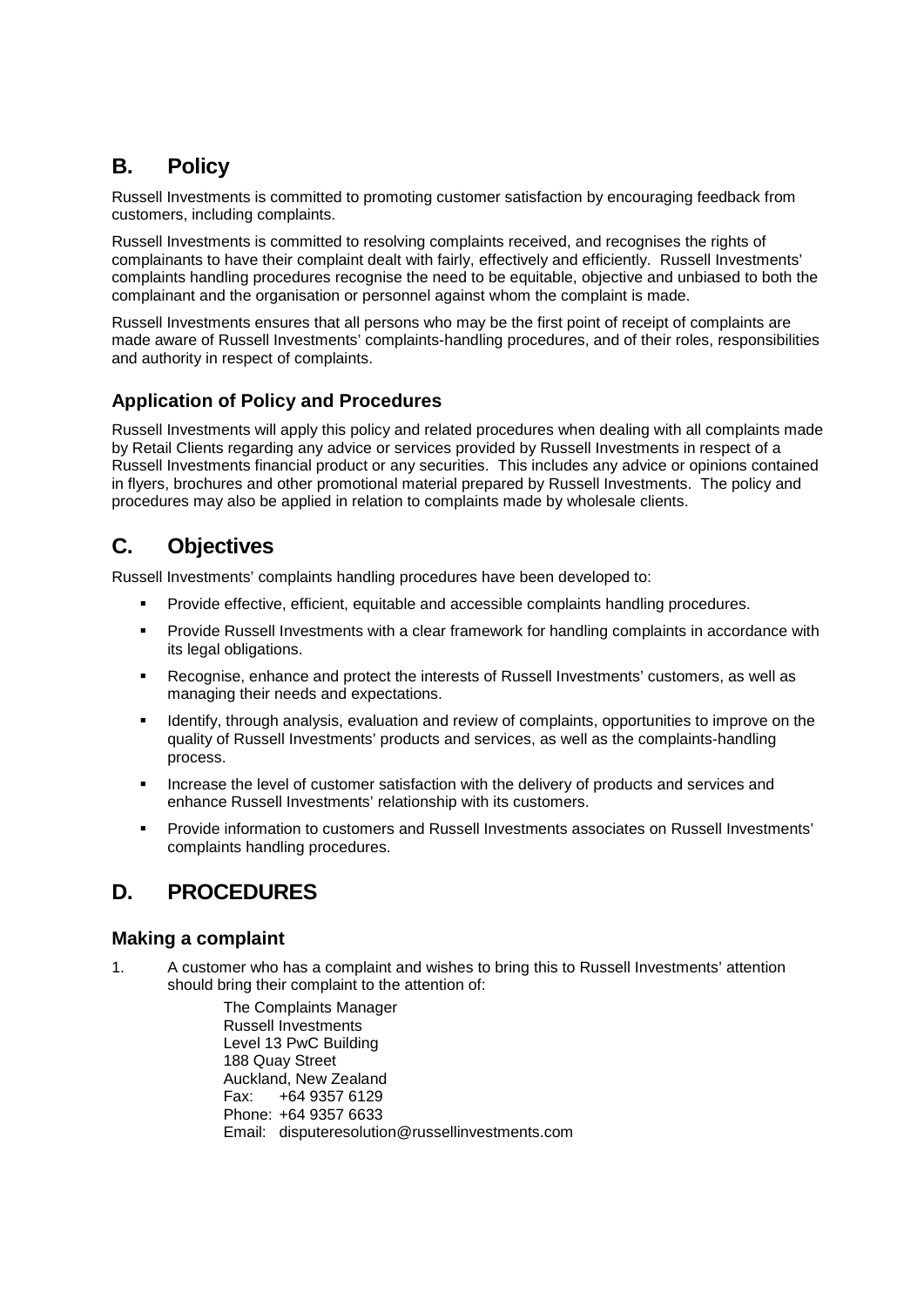## B. Policy

Russell Investments is committed to promoting customer satisfaction by encouraging feedback from customers, including complaints.

Russell Investments is committed to resolving complaints received, and recognises the rights of complainants to have their complaint dealt with fairly, effectively and efficiently. Russell Investments' complaints handling procedures recognise the need to be equitable, objective and unbiased to both the complainant and the organisation or personnel against whom the complaint is made.

Russell Investments ensures that all persons who may be the first point of receipt of complaints are made aware of Russell Investments' complaints-handling procedures, and of their roles, responsibilities and authority in respect of complaints.

### Application of Policy and Procedures

Russell Investments will apply this policy and related procedures when dealing with all complaints made by Retail Clients regarding any advice or services provided by Russell Investments in respect of a Russell Investments financial product or any securities. This includes any advice or opinions contained in flyers, brochures and other promotional material prepared by Russell Investments. The policy and procedures may also be applied in relation to complaints made by wholesale clients.

## C. Objectives

Russell Investments' complaints handling procedures have been developed to:

- Provide effective, efficient, equitable and accessible complaints handling procedures.
- Provide Russell Investments with a clear framework for handling complaints in accordance with its legal obligations.
- Recognise, enhance and protect the interests of Russell Investments' customers, as well as managing their needs and expectations.
- Identify, through analysis, evaluation and review of complaints, opportunities to improve on the quality of Russell Investments' products and services, as well as the complaints-handling process.
- Increase the level of customer satisfaction with the delivery of products and services and enhance Russell Investments' relationship with its customers.
- Provide information to customers and Russell Investments associates on Russell Investments' complaints handling procedures.

## D. PROCEDURES

### Making a complaint

1. A customer who has a complaint and wishes to bring this to Russell Investments' attention should bring their complaint to the attention of:

   The Complaints Manager
   Russell Investments
   Level 13 PwC Building
   188 Quay Street
   Auckland, New Zealand
   Fax: +64 9357 6129
   Phone: +64 9357 6633
   Email: disputeresolution@russellinvestments.com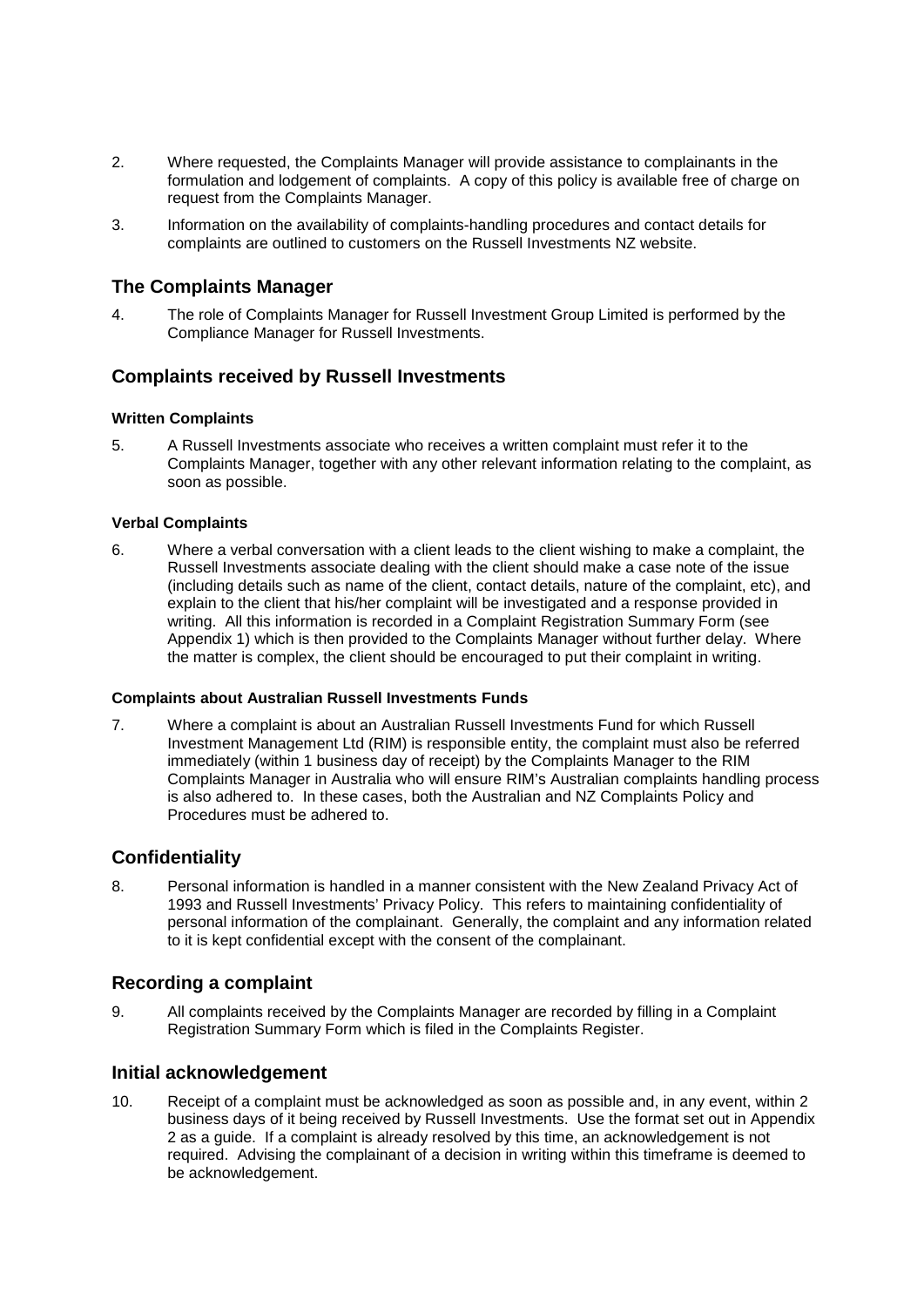2. Where requested, the Complaints Manager will provide assistance to complainants in the formulation and lodgement of complaints. A copy of this policy is available free of charge on request from the Complaints Manager.

3. Information on the availability of complaints-handling procedures and contact details for complaints are outlined to customers on the Russell Investments NZ website.

## The Complaints Manager

4. The role of Complaints Manager for Russell Investment Group Limited is performed by the Compliance Manager for Russell Investments.

## Complaints received by Russell Investments

### Written Complaints

5. A Russell Investments associate who receives a written complaint must refer it to the Complaints Manager, together with any other relevant information relating to the complaint, as soon as possible.

### Verbal Complaints

6. Where a verbal conversation with a client leads to the client wishing to make a complaint, the Russell Investments associate dealing with the client should make a case note of the issue (including details such as name of the client, contact details, nature of the complaint, etc), and explain to the client that his/her complaint will be investigated and a response provided in writing. All this information is recorded in a Complaint Registration Summary Form (see Appendix 1) which is then provided to the Complaints Manager without further delay. Where the matter is complex, the client should be encouraged to put their complaint in writing.

### Complaints about Australian Russell Investments Funds

7. Where a complaint is about an Australian Russell Investments Fund for which Russell Investment Management Ltd (RIM) is responsible entity, the complaint must also be referred immediately (within 1 business day of receipt) by the Complaints Manager to the RIM Complaints Manager in Australia who will ensure RIM's Australian complaints handling process is also adhered to. In these cases, both the Australian and NZ Complaints Policy and Procedures must be adhered to.

## Confidentiality

8. Personal information is handled in a manner consistent with the New Zealand Privacy Act of 1993 and Russell Investments' Privacy Policy. This refers to maintaining confidentiality of personal information of the complainant. Generally, the complaint and any information related to it is kept confidential except with the consent of the complainant.

## Recording a complaint

9. All complaints received by the Complaints Manager are recorded by filling in a Complaint Registration Summary Form which is filed in the Complaints Register.

## Initial acknowledgement

10. Receipt of a complaint must be acknowledged as soon as possible and, in any event, within 2 business days of it being received by Russell Investments. Use the format set out in Appendix 2 as a guide. If a complaint is already resolved by this time, an acknowledgement is not required. Advising the complainant of a decision in writing within this timeframe is deemed to be acknowledgement.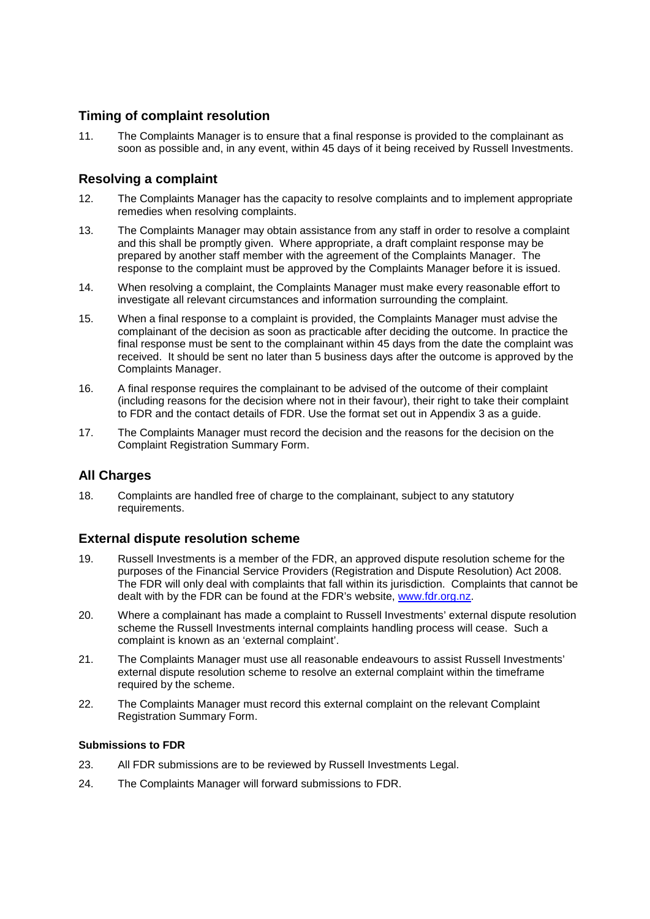## Timing of complaint resolution

11. The Complaints Manager is to ensure that a final response is provided to the complainant as soon as possible and, in any event, within 45 days of it being received by Russell Investments.

## Resolving a complaint

12. The Complaints Manager has the capacity to resolve complaints and to implement appropriate remedies when resolving complaints.

13. The Complaints Manager may obtain assistance from any staff in order to resolve a complaint and this shall be promptly given. Where appropriate, a draft complaint response may be prepared by another staff member with the agreement of the Complaints Manager. The response to the complaint must be approved by the Complaints Manager before it is issued.

14. When resolving a complaint, the Complaints Manager must make every reasonable effort to investigate all relevant circumstances and information surrounding the complaint.

15. When a final response to a complaint is provided, the Complaints Manager must advise the complainant of the decision as soon as practicable after deciding the outcome. In practice the final response must be sent to the complainant within 45 days from the date the complaint was received. It should be sent no later than 5 business days after the outcome is approved by the Complaints Manager.

16. A final response requires the complainant to be advised of the outcome of their complaint (including reasons for the decision where not in their favour), their right to take their complaint to FDR and the contact details of FDR. Use the format set out in Appendix 3 as a guide.

17. The Complaints Manager must record the decision and the reasons for the decision on the Complaint Registration Summary Form.

## All Charges

18. Complaints are handled free of charge to the complainant, subject to any statutory requirements.

## External dispute resolution scheme

19. Russell Investments is a member of the FDR, an approved dispute resolution scheme for the purposes of the Financial Service Providers (Registration and Dispute Resolution) Act 2008. The FDR will only deal with complaints that fall within its jurisdiction. Complaints that cannot be dealt with by the FDR can be found at the FDR's website, www.fdr.org.nz.

20. Where a complainant has made a complaint to Russell Investments' external dispute resolution scheme the Russell Investments internal complaints handling process will cease. Such a complaint is known as an 'external complaint'.

21. The Complaints Manager must use all reasonable endeavours to assist Russell Investments' external dispute resolution scheme to resolve an external complaint within the timeframe required by the scheme.

22. The Complaints Manager must record this external complaint on the relevant Complaint Registration Summary Form.

#### Submissions to FDR

23. All FDR submissions are to be reviewed by Russell Investments Legal.

24. The Complaints Manager will forward submissions to FDR.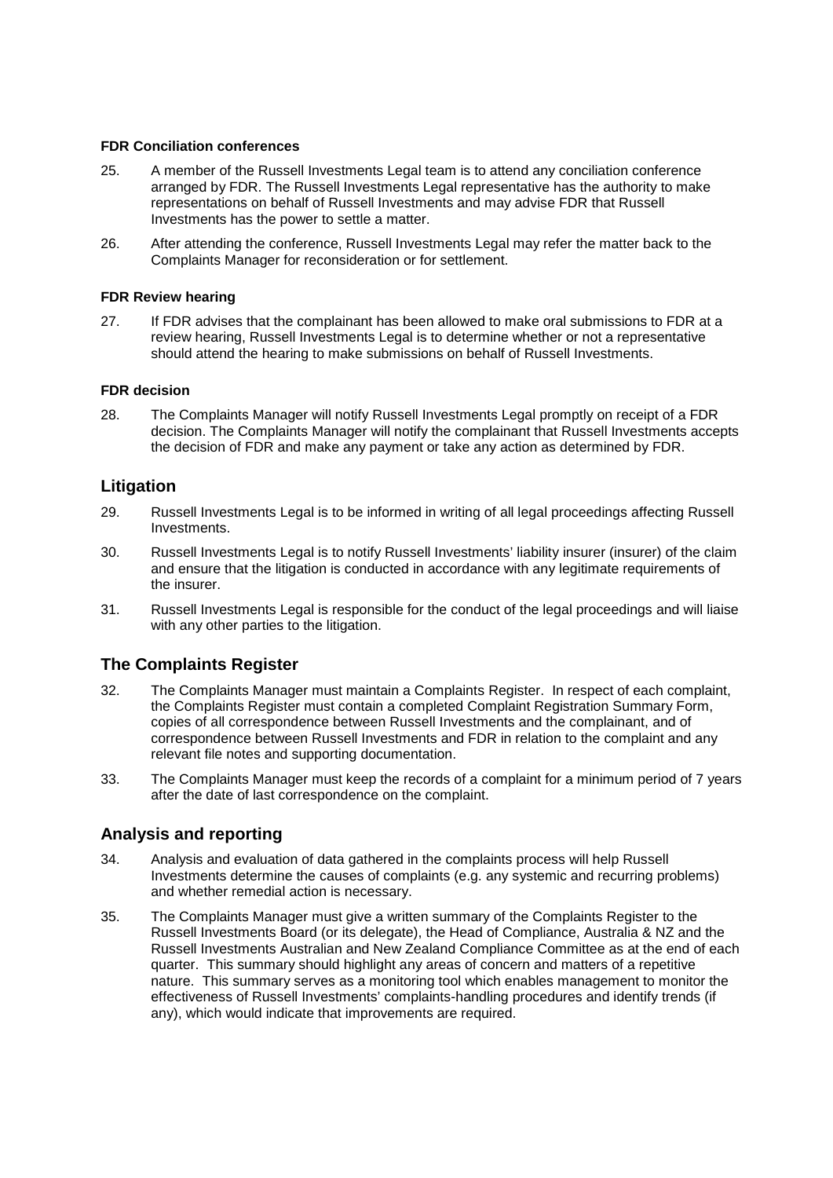#### FDR Conciliation conferences

25. A member of the Russell Investments Legal team is to attend any conciliation conference arranged by FDR. The Russell Investments Legal representative has the authority to make representations on behalf of Russell Investments and may advise FDR that Russell Investments has the power to settle a matter.

26. After attending the conference, Russell Investments Legal may refer the matter back to the Complaints Manager for reconsideration or for settlement.

#### FDR Review hearing

27. If FDR advises that the complainant has been allowed to make oral submissions to FDR at a review hearing, Russell Investments Legal is to determine whether or not a representative should attend the hearing to make submissions on behalf of Russell Investments.

#### FDR decision

28. The Complaints Manager will notify Russell Investments Legal promptly on receipt of a FDR decision. The Complaints Manager will notify the complainant that Russell Investments accepts the decision of FDR and make any payment or take any action as determined by FDR.

## Litigation

29. Russell Investments Legal is to be informed in writing of all legal proceedings affecting Russell Investments.

30. Russell Investments Legal is to notify Russell Investments' liability insurer (insurer) of the claim and ensure that the litigation is conducted in accordance with any legitimate requirements of the insurer.

31. Russell Investments Legal is responsible for the conduct of the legal proceedings and will liaise with any other parties to the litigation.

## The Complaints Register

32. The Complaints Manager must maintain a Complaints Register. In respect of each complaint, the Complaints Register must contain a completed Complaint Registration Summary Form, copies of all correspondence between Russell Investments and the complainant, and of correspondence between Russell Investments and FDR in relation to the complaint and any relevant file notes and supporting documentation.

33. The Complaints Manager must keep the records of a complaint for a minimum period of 7 years after the date of last correspondence on the complaint.

## Analysis and reporting

34. Analysis and evaluation of data gathered in the complaints process will help Russell Investments determine the causes of complaints (e.g. any systemic and recurring problems) and whether remedial action is necessary.

35. The Complaints Manager must give a written summary of the Complaints Register to the Russell Investments Board (or its delegate), the Head of Compliance, Australia & NZ and the Russell Investments Australian and New Zealand Compliance Committee as at the end of each quarter. This summary should highlight any areas of concern and matters of a repetitive nature. This summary serves as a monitoring tool which enables management to monitor the effectiveness of Russell Investments' complaints-handling procedures and identify trends (if any), which would indicate that improvements are required.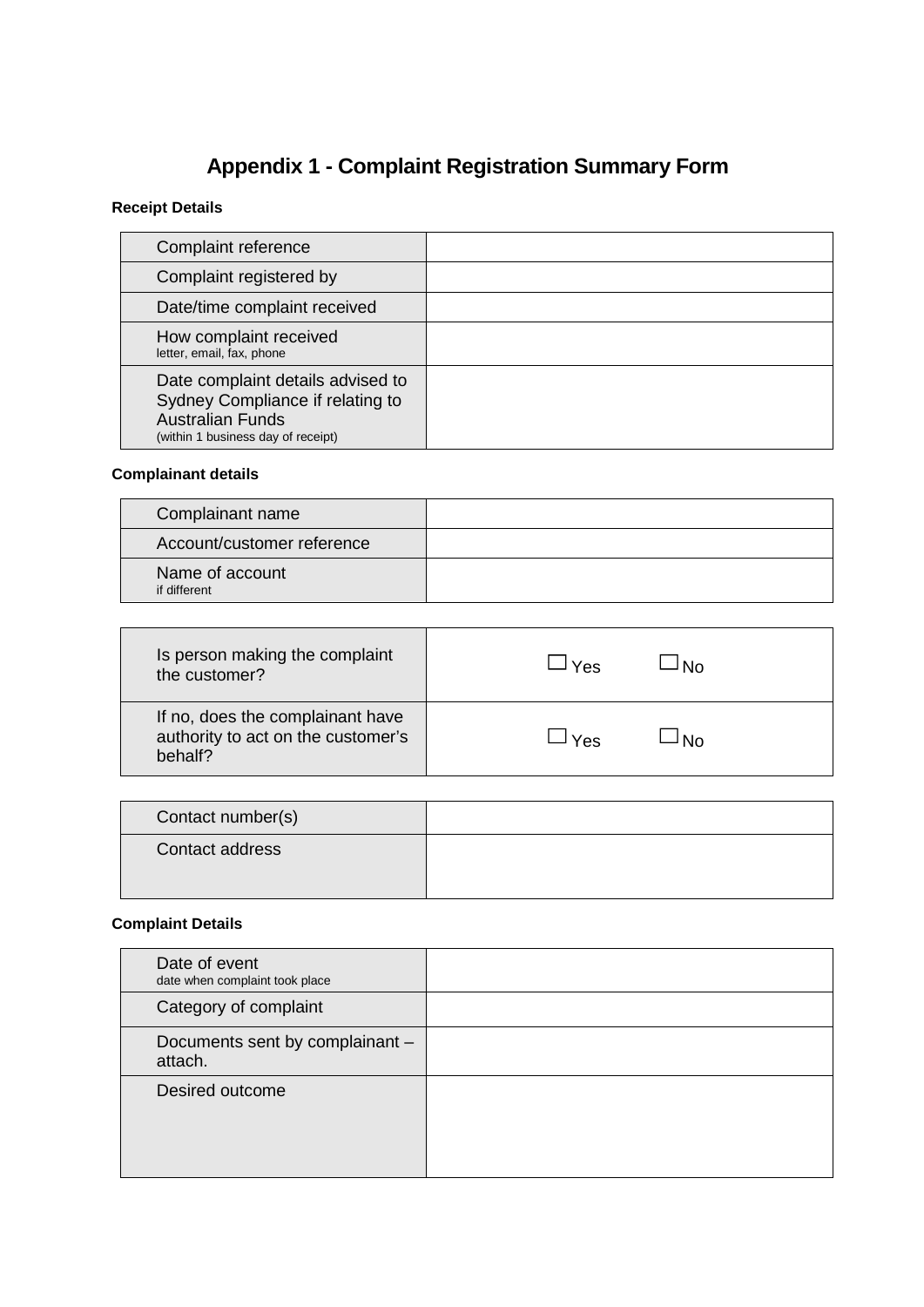# Appendix 1 - Complaint Registration Summary Form

**Receipt Details**

| | |
|---|---|
| Complaint reference | |
| Complaint registered by | |
| Date/time complaint received | |
| How complaint received<br>letter, email, fax, phone | |
| Date complaint details advised to Sydney Compliance if relating to Australian Funds<br>(within 1 business day of receipt) | |

**Complainant details**

| | |
|---|---|
| Complainant name | |
| Account/customer reference | |
| Name of account<br>if different | |

| | |
|---|---|
| Is person making the complaint the customer? | ☐ Yes ☐ No |
| If no, does the complainant have authority to act on the customer's behalf? | ☐ Yes ☐ No |

| | |
|---|---|
| Contact number(s) | |
| Contact address | |

**Complaint Details**

| | |
|---|---|
| Date of event<br>date when complaint took place | |
| Category of complaint | |
| Documents sent by complainant – attach. | |
| Desired outcome | |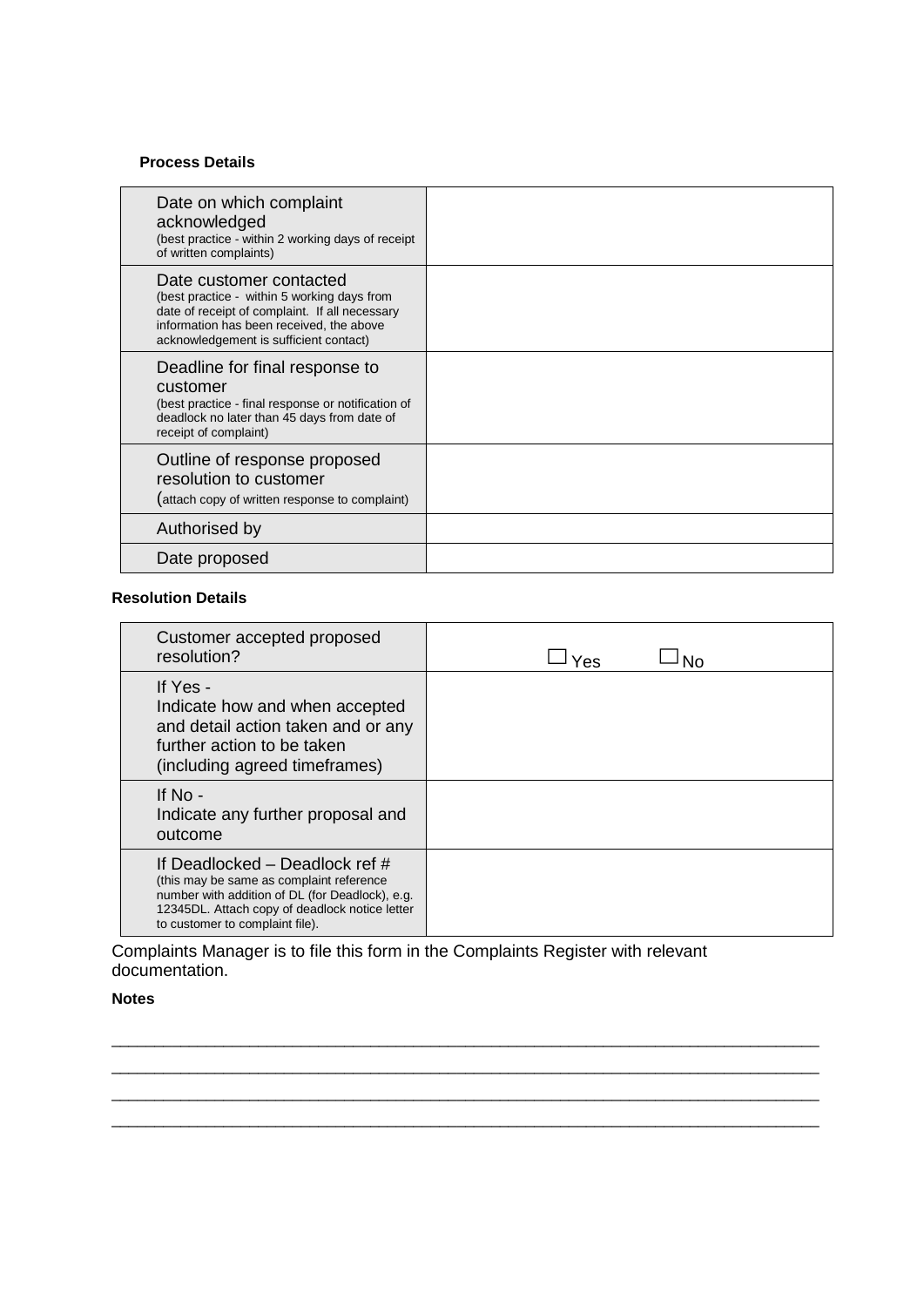**Process Details**

| | |
|---|---|
| Date on which complaint acknowledged (best practice - within 2 working days of receipt of written complaints) | |
| Date customer contacted (best practice - within 5 working days from date of receipt of complaint. If all necessary information has been received, the above acknowledgement is sufficient contact) | |
| Deadline for final response to customer (best practice - final response or notification of deadlock no later than 45 days from date of receipt of complaint) | |
| Outline of response proposed resolution to customer (attach copy of written response to complaint) | |
| Authorised by | |
| Date proposed | |

**Resolution Details**

| | |
|---|---|
| Customer accepted proposed resolution? | ☐ Yes ☐ No |
| If Yes - Indicate how and when accepted and detail action taken and or any further action to be taken (including agreed timeframes) | |
| If No - Indicate any further proposal and outcome | |
| If Deadlocked – Deadlock ref # (this may be same as complaint reference number with addition of DL (for Deadlock), e.g. 12345DL. Attach copy of deadlock notice letter to customer to complaint file). | |

Complaints Manager is to file this form in the Complaints Register with relevant documentation.

**Notes**

_______________________________________________________________________________

_______________________________________________________________________________

_______________________________________________________________________________

_______________________________________________________________________________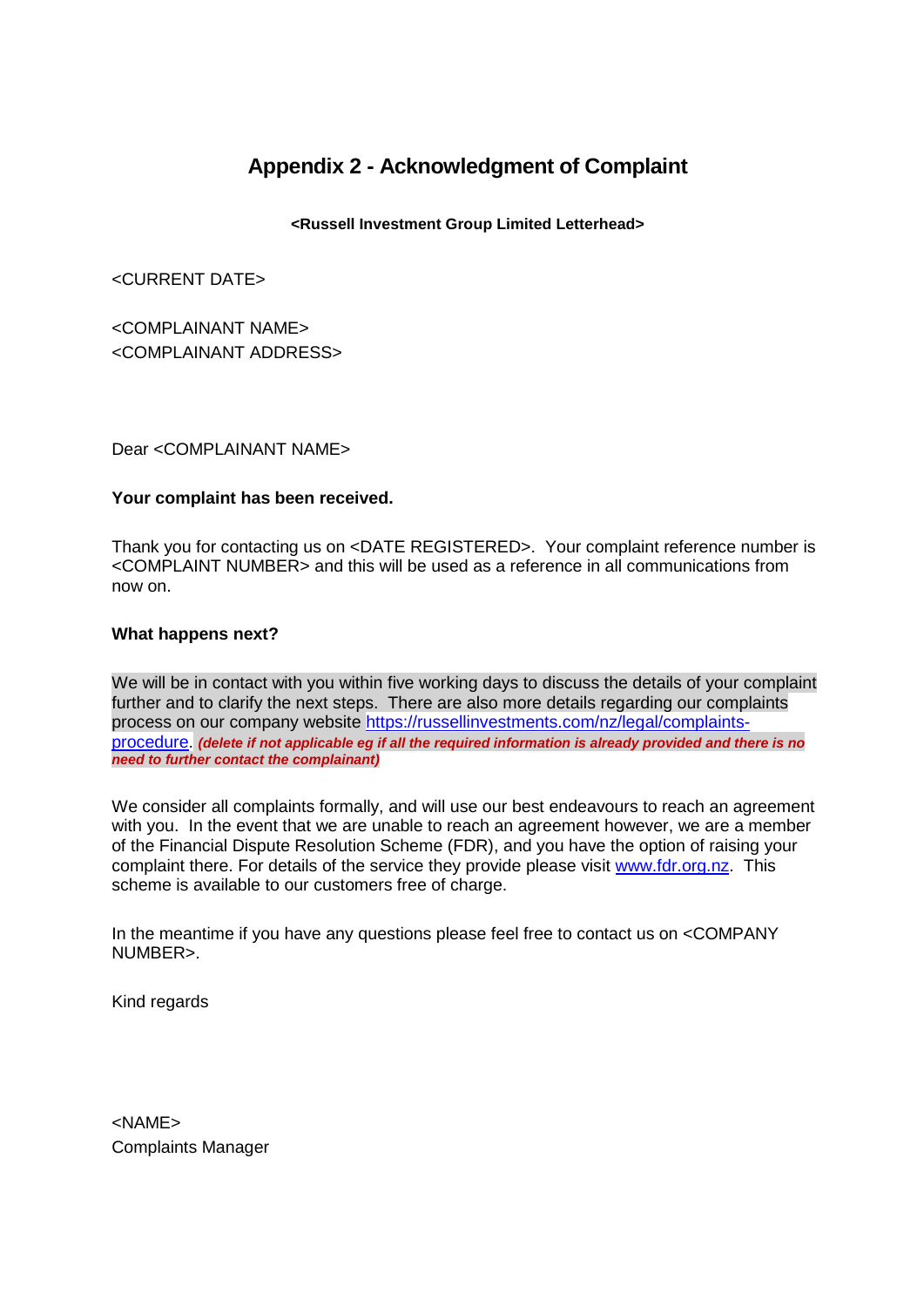# Appendix 2 - Acknowledgment of Complaint

**<Russell Investment Group Limited Letterhead>**

<CURRENT DATE>

<COMPLAINANT NAME>
<COMPLAINANT ADDRESS>

Dear <COMPLAINANT NAME>

**Your complaint has been received.**

Thank you for contacting us on <DATE REGISTERED>. Your complaint reference number is <COMPLAINT NUMBER> and this will be used as a reference in all communications from now on.

**What happens next?**

We will be in contact with you within five working days to discuss the details of your complaint further and to clarify the next steps. There are also more details regarding our complaints process on our company website [https://russellinvestments.com/nz/legal/complaints-procedure](https://russellinvestments.com/nz/legal/complaints-procedure). ***(delete if not applicable eg if all the required information is already provided and there is no need to further contact the complainant)***

We consider all complaints formally, and will use our best endeavours to reach an agreement with you. In the event that we are unable to reach an agreement however, we are a member of the Financial Dispute Resolution Scheme (FDR), and you have the option of raising your complaint there. For details of the service they provide please visit [www.fdr.org.nz](http://www.fdr.org.nz). This scheme is available to our customers free of charge.

In the meantime if you have any questions please feel free to contact us on <COMPANY NUMBER>.

Kind regards

<NAME>
Complaints Manager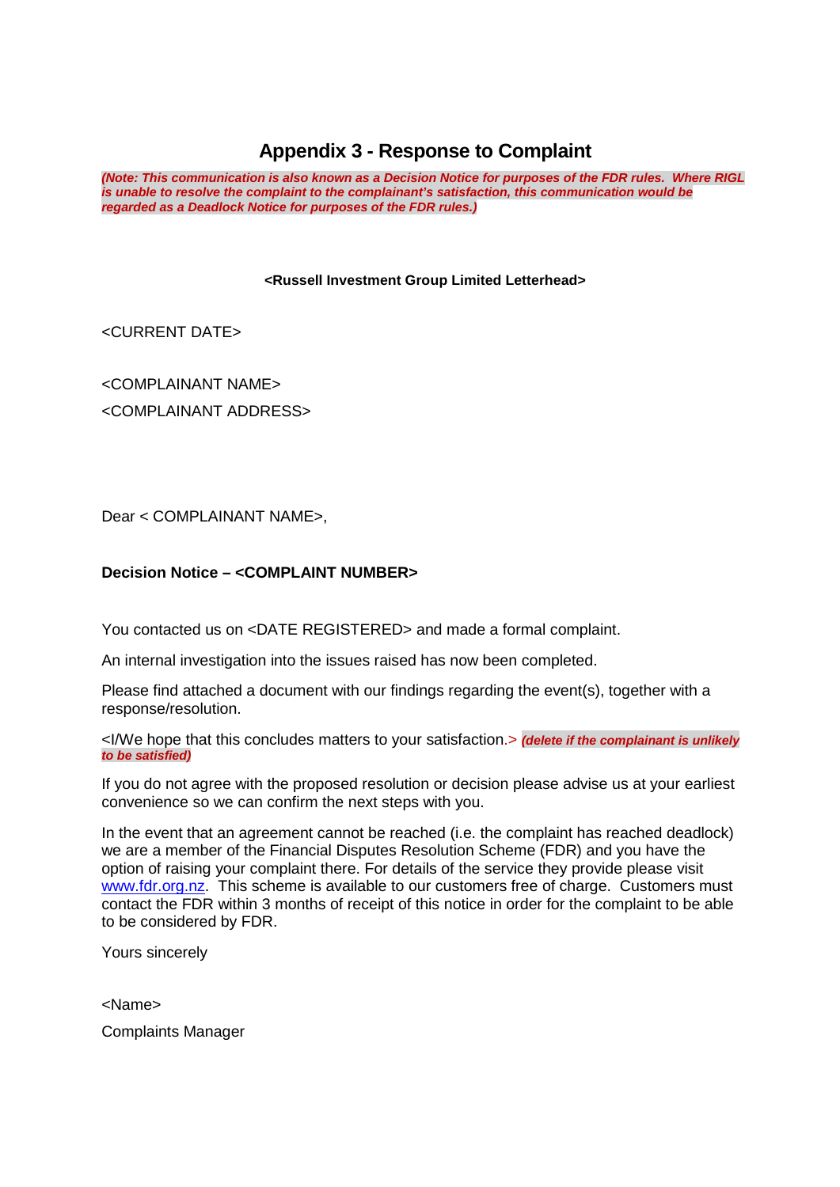# Appendix 3 - Response to Complaint

***(Note: This communication is also known as a Decision Notice for purposes of the FDR rules. Where RIGL is unable to resolve the complaint to the complainant's satisfaction, this communication would be regarded as a Deadlock Notice for purposes of the FDR rules.)***

**<Russell Investment Group Limited Letterhead>**

<CURRENT DATE>

<COMPLAINANT NAME>

<COMPLAINANT ADDRESS>

Dear < COMPLAINANT NAME>,

**Decision Notice – <COMPLAINT NUMBER>**

You contacted us on <DATE REGISTERED> and made a formal complaint.

An internal investigation into the issues raised has now been completed.

Please find attached a document with our findings regarding the event(s), together with a response/resolution.

<I/We hope that this concludes matters to your satisfaction.> ***(delete if the complainant is unlikely to be satisfied)***

If you do not agree with the proposed resolution or decision please advise us at your earliest convenience so we can confirm the next steps with you.

In the event that an agreement cannot be reached (i.e. the complaint has reached deadlock) we are a member of the Financial Disputes Resolution Scheme (FDR) and you have the option of raising your complaint there. For details of the service they provide please visit www.fdr.org.nz. This scheme is available to our customers free of charge. Customers must contact the FDR within 3 months of receipt of this notice in order for the complaint to be able to be considered by FDR.

Yours sincerely

<Name>

Complaints Manager